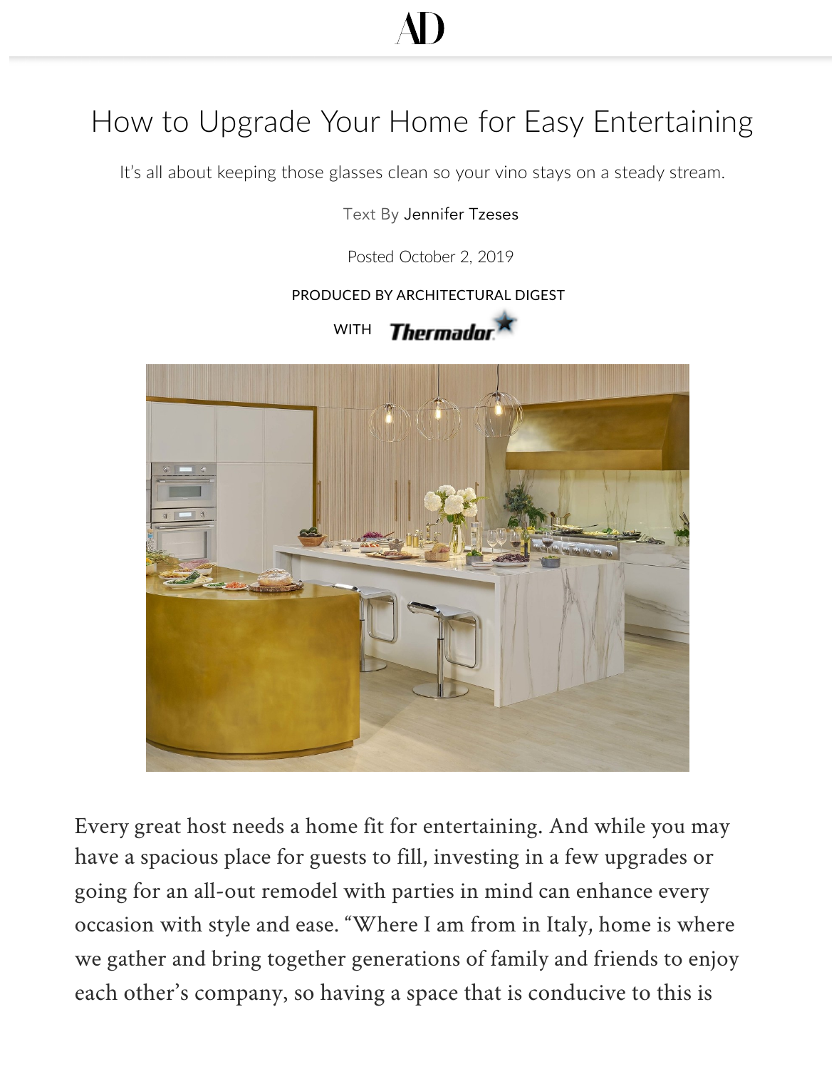# How to Upgrade Your Home for Easy Entertaining

It's all about keeping those glasses clean so your vino stays on a steady stream.

Text By Jennifer Tzeses

Posted October 2, 2019

PRODUCED BY ARCHITECTURAL DIGEST

WITH Thermador

Every great host needs a home fit for entertaining. And while you may have a spacious place for guests to fill, investing in a few upgrades or going for an all-out remodel with parties in mind can enhance every occasion with style and ease. "Where I am from in Italy, home is where we gather and bring together generations of family and friends to enjoy each other's company, so having a space that is conducive to this is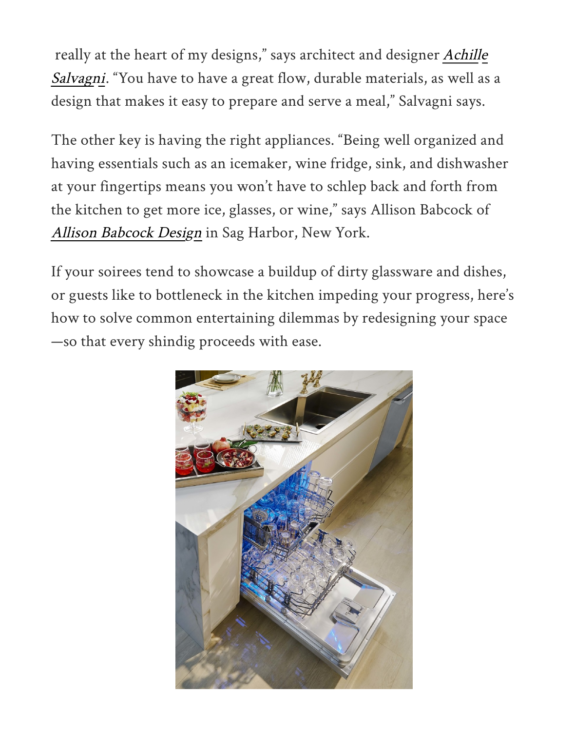really at the heart of my designs," says architect and designer *Achille Salvagni*. "You have to have a great flow, durable materials, as well as a design that makes it easy to prepare and serve a meal," Salvagni says.

The other key is having the right appliances. "Being well organized and having essentials such as an icemaker, wine fridge, sink, and dishwasher at your fingertips means you won't have to schlep back and forth from the kitchen to get more ice, glasses, or wine," says Allison Babcock of *Allison Babcock Design* in Sag Harbor, New York.

If your soirees tend to showcase a buildup of dirty glassware and dishes, or guests like to bottleneck in the kitchen impeding your progress, here's how to solve common entertaining dilemmas by redesigning your space—so that every shindig proceeds with ease.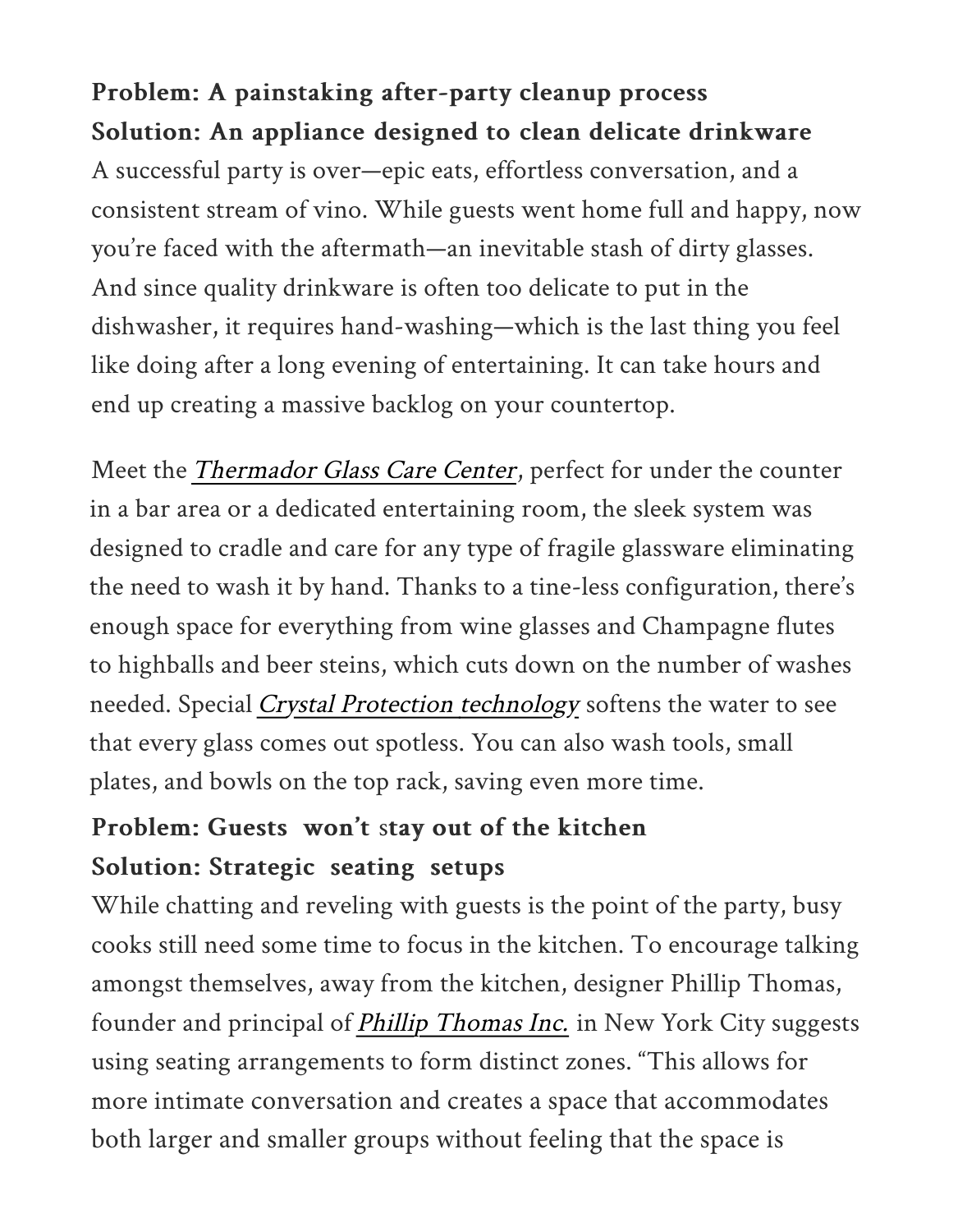**Problem: A painstaking after-party cleanup process**
**Solution: An appliance designed to clean delicate drinkware**

A successful party is over—epic eats, effortless conversation, and a consistent stream of vino. While guests went home full and happy, now you're faced with the aftermath—an inevitable stash of dirty glasses. And since quality drinkware is often too delicate to put in the dishwasher, it requires hand-washing—which is the last thing you feel like doing after a long evening of entertaining. It can take hours and end up creating a massive backlog on your countertop.

Meet the *Thermador Glass Care Center*, perfect for under the counter in a bar area or a dedicated entertaining room, the sleek system was designed to cradle and care for any type of fragile glassware eliminating the need to wash it by hand. Thanks to a tine-less configuration, there's enough space for everything from wine glasses and Champagne flutes to highballs and beer steins, which cuts down on the number of washes needed. Special *Crystal Protection technology* softens the water to see that every glass comes out spotless. You can also wash tools, small plates, and bowls on the top rack, saving even more time.

**Problem: Guests won't stay out of the kitchen**
**Solution: Strategic seating setups**

While chatting and reveling with guests is the point of the party, busy cooks still need some time to focus in the kitchen. To encourage talking amongst themselves, away from the kitchen, designer Phillip Thomas, founder and principal of *Phillip Thomas Inc.* in New York City suggests using seating arrangements to form distinct zones. "This allows for more intimate conversation and creates a space that accommodates both larger and smaller groups without feeling that the space is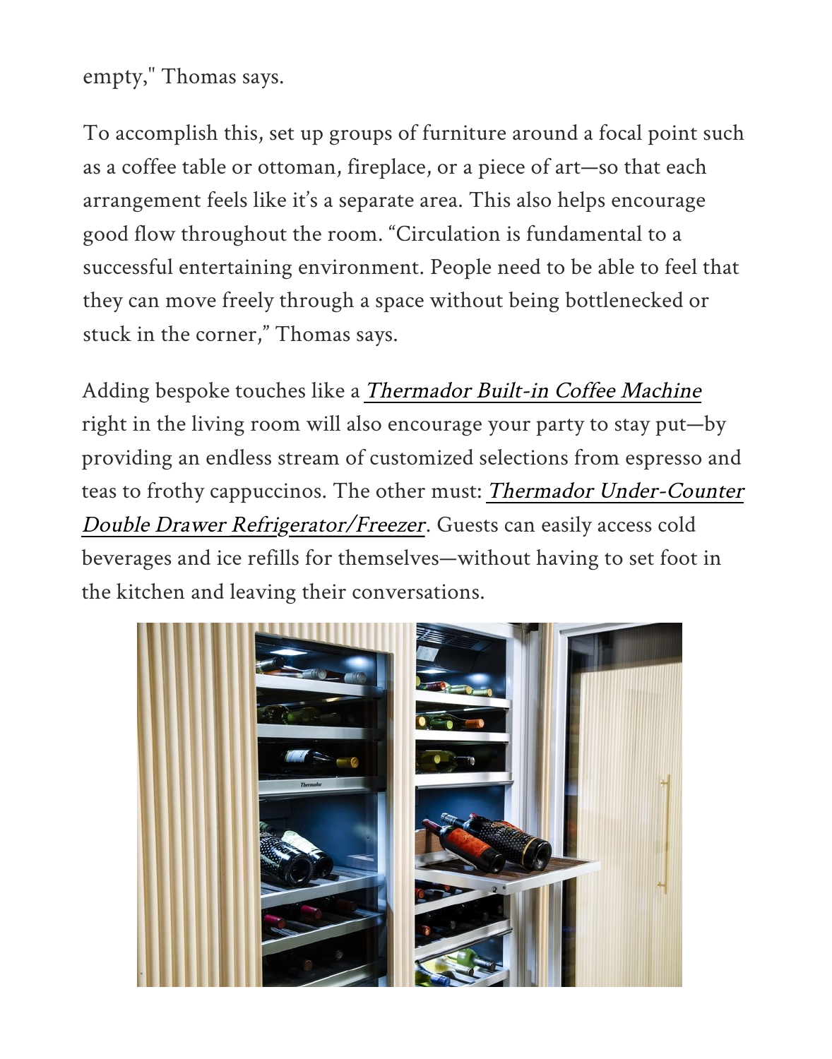empty," Thomas says.

To accomplish this, set up groups of furniture around a focal point such as a coffee table or ottoman, fireplace, or a piece of art—so that each arrangement feels like it's a separate area. This also helps encourage good flow throughout the room. "Circulation is fundamental to a successful entertaining environment. People need to be able to feel that they can move freely through a space without being bottlenecked or stuck in the corner," Thomas says.

Adding bespoke touches like a *Thermador Built-in Coffee Machine* right in the living room will also encourage your party to stay put—by providing an endless stream of customized selections from espresso and teas to frothy cappuccinos. The other must: *Thermador Under-Counter Double Drawer Refrigerator/Freezer*. Guests can easily access cold beverages and ice refills for themselves—without having to set foot in the kitchen and leaving their conversations.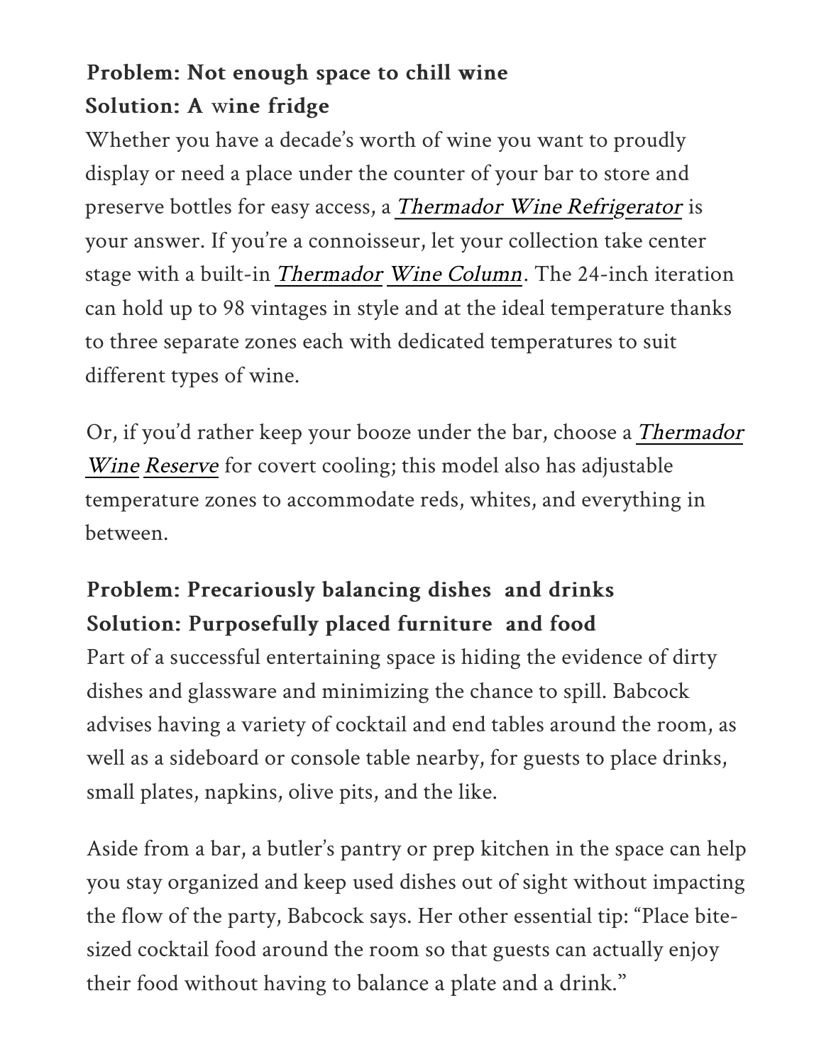**Problem: Not enough space to chill wine**
**Solution: A wine fridge**

Whether you have a decade's worth of wine you want to proudly display or need a place under the counter of your bar to store and preserve bottles for easy access, a *Thermador Wine Refrigerator* is your answer. If you're a connoisseur, let your collection take center stage with a built-in *Thermador Wine Column*. The 24-inch iteration can hold up to 98 vintages in style and at the ideal temperature thanks to three separate zones each with dedicated temperatures to suit different types of wine.

Or, if you'd rather keep your booze under the bar, choose a *Thermador Wine Reserve* for covert cooling; this model also has adjustable temperature zones to accommodate reds, whites, and everything in between.

**Problem: Precariously balancing dishes and drinks**
**Solution: Purposefully placed furniture and food**

Part of a successful entertaining space is hiding the evidence of dirty dishes and glassware and minimizing the chance to spill. Babcock advises having a variety of cocktail and end tables around the room, as well as a sideboard or console table nearby, for guests to place drinks, small plates, napkins, olive pits, and the like.

Aside from a bar, a butler's pantry or prep kitchen in the space can help you stay organized and keep used dishes out of sight without impacting the flow of the party, Babcock says. Her other essential tip: "Place bite-sized cocktail food around the room so that guests can actually enjoy their food without having to balance a plate and a drink."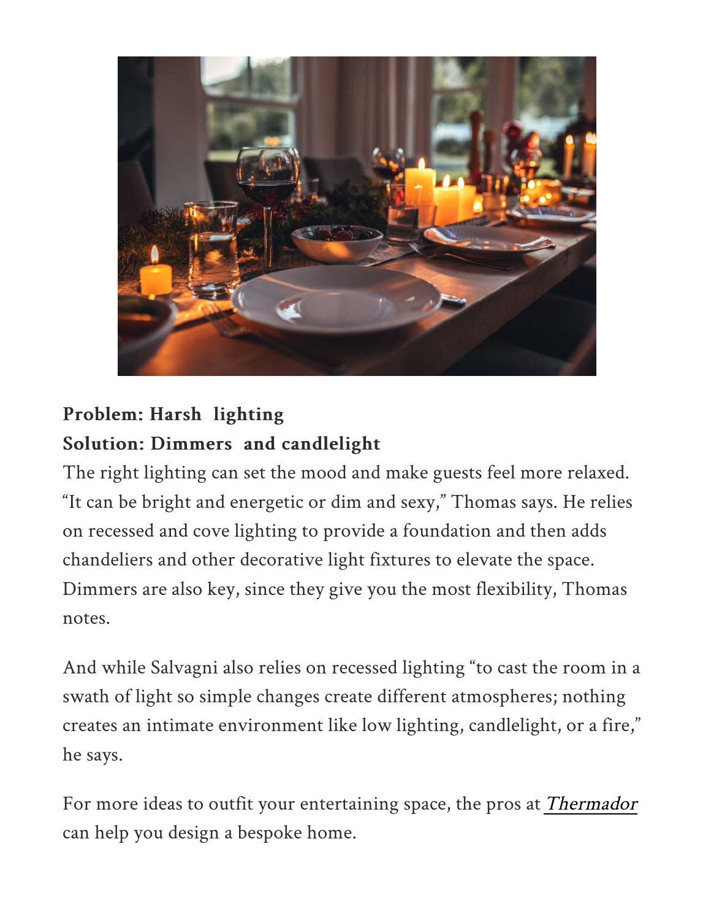**Problem: Harsh lighting**
**Solution: Dimmers and candlelight**

The right lighting can set the mood and make guests feel more relaxed. “It can be bright and energetic or dim and sexy,” Thomas says. He relies on recessed and cove lighting to provide a foundation and then adds chandeliers and other decorative light fixtures to elevate the space. Dimmers are also key, since they give you the most flexibility, Thomas notes.

And while Salvagni also relies on recessed lighting “to cast the room in a swath of light so simple changes create different atmospheres; nothing creates an intimate environment like low lighting, candlelight, or a fire,” he says.

For more ideas to outfit your entertaining space, the pros at *Thermador* can help you design a bespoke home.